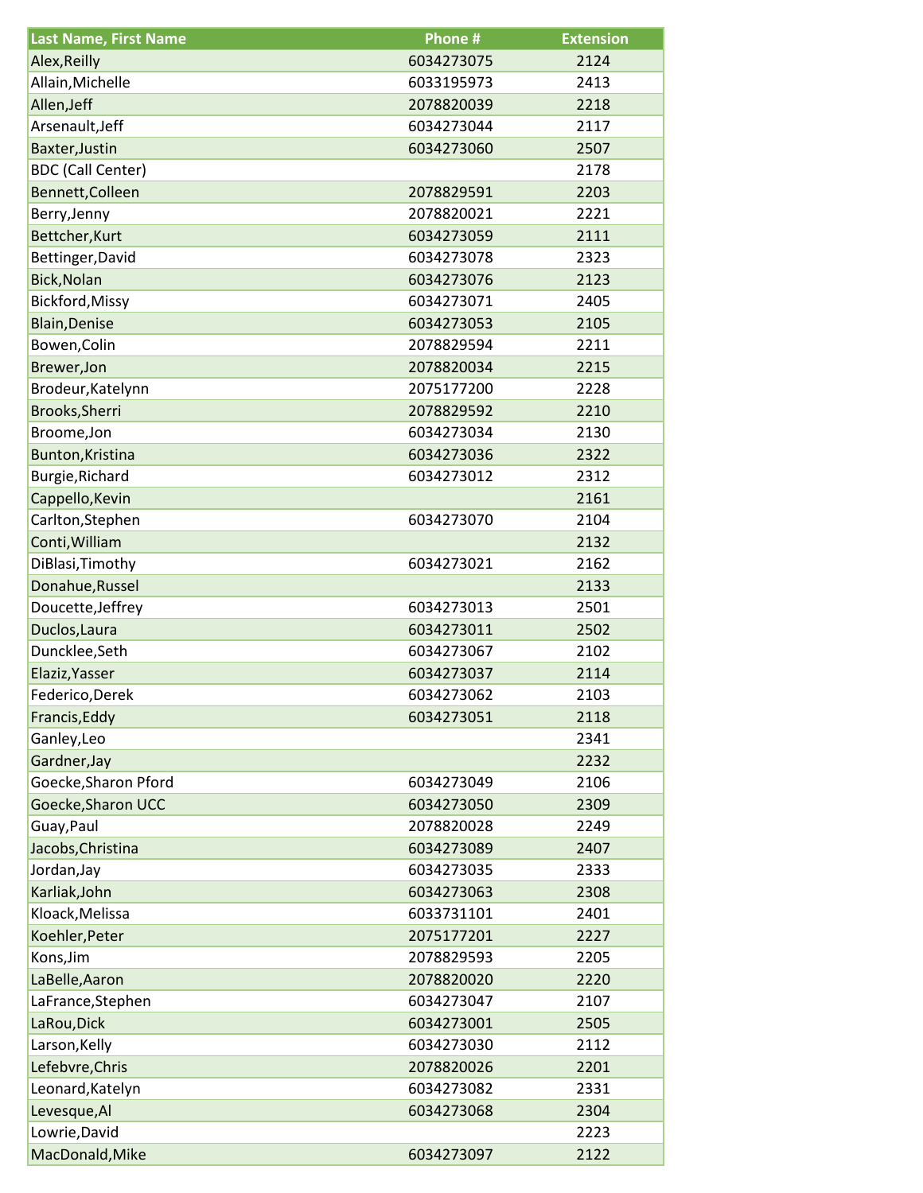| Last Name, First Name | Phone # | Extension |
|---|---|---|
| Alex,Reilly | 6034273075 | 2124 |
| Allain,Michelle | 6033195973 | 2413 |
| Allen,Jeff | 2078820039 | 2218 |
| Arsenault,Jeff | 6034273044 | 2117 |
| Baxter,Justin | 6034273060 | 2507 |
| BDC (Call Center) | | 2178 |
| Bennett,Colleen | 2078829591 | 2203 |
| Berry,Jenny | 2078820021 | 2221 |
| Bettcher,Kurt | 6034273059 | 2111 |
| Bettinger,David | 6034273078 | 2323 |
| Bick,Nolan | 6034273076 | 2123 |
| Bickford,Missy | 6034273071 | 2405 |
| Blain,Denise | 6034273053 | 2105 |
| Bowen,Colin | 2078829594 | 2211 |
| Brewer,Jon | 2078820034 | 2215 |
| Brodeur,Katelynn | 2075177200 | 2228 |
| Brooks,Sherri | 2078829592 | 2210 |
| Broome,Jon | 6034273034 | 2130 |
| Bunton,Kristina | 6034273036 | 2322 |
| Burgie,Richard | 6034273012 | 2312 |
| Cappello,Kevin | | 2161 |
| Carlton,Stephen | 6034273070 | 2104 |
| Conti,William | | 2132 |
| DiBlasi,Timothy | 6034273021 | 2162 |
| Donahue,Russel | | 2133 |
| Doucette,Jeffrey | 6034273013 | 2501 |
| Duclos,Laura | 6034273011 | 2502 |
| Duncklee,Seth | 6034273067 | 2102 |
| Elaziz,Yasser | 6034273037 | 2114 |
| Federico,Derek | 6034273062 | 2103 |
| Francis,Eddy | 6034273051 | 2118 |
| Ganley,Leo | | 2341 |
| Gardner,Jay | | 2232 |
| Goecke,Sharon Pford | 6034273049 | 2106 |
| Goecke,Sharon UCC | 6034273050 | 2309 |
| Guay,Paul | 2078820028 | 2249 |
| Jacobs,Christina | 6034273089 | 2407 |
| Jordan,Jay | 6034273035 | 2333 |
| Karliak,John | 6034273063 | 2308 |
| Kloack,Melissa | 6033731101 | 2401 |
| Koehler,Peter | 2075177201 | 2227 |
| Kons,Jim | 2078829593 | 2205 |
| LaBelle,Aaron | 2078820020 | 2220 |
| LaFrance,Stephen | 6034273047 | 2107 |
| LaRou,Dick | 6034273001 | 2505 |
| Larson,Kelly | 6034273030 | 2112 |
| Lefebvre,Chris | 2078820026 | 2201 |
| Leonard,Katelyn | 6034273082 | 2331 |
| Levesque,Al | 6034273068 | 2304 |
| Lowrie,David | | 2223 |
| MacDonald,Mike | 6034273097 | 2122 |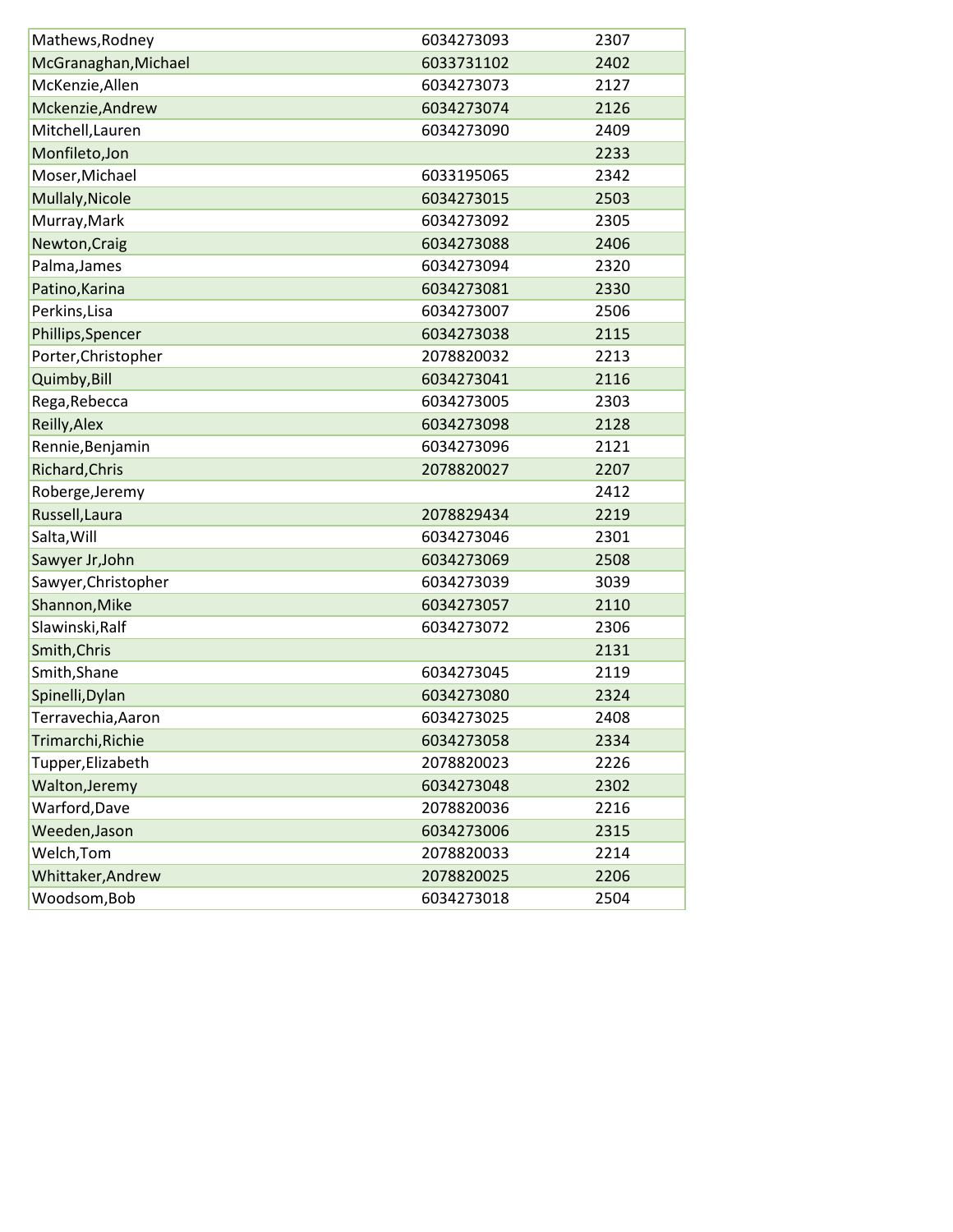| | | |
|---|---|---|
| Mathews,Rodney | 6034273093 | 2307 |
| McGranaghan,Michael | 6033731102 | 2402 |
| McKenzie,Allen | 6034273073 | 2127 |
| Mckenzie,Andrew | 6034273074 | 2126 |
| Mitchell,Lauren | 6034273090 | 2409 |
| Monfileto,Jon | | 2233 |
| Moser,Michael | 6033195065 | 2342 |
| Mullaly,Nicole | 6034273015 | 2503 |
| Murray,Mark | 6034273092 | 2305 |
| Newton,Craig | 6034273088 | 2406 |
| Palma,James | 6034273094 | 2320 |
| Patino,Karina | 6034273081 | 2330 |
| Perkins,Lisa | 6034273007 | 2506 |
| Phillips,Spencer | 6034273038 | 2115 |
| Porter,Christopher | 2078820032 | 2213 |
| Quimby,Bill | 6034273041 | 2116 |
| Rega,Rebecca | 6034273005 | 2303 |
| Reilly,Alex | 6034273098 | 2128 |
| Rennie,Benjamin | 6034273096 | 2121 |
| Richard,Chris | 2078820027 | 2207 |
| Roberge,Jeremy | | 2412 |
| Russell,Laura | 2078829434 | 2219 |
| Salta,Will | 6034273046 | 2301 |
| Sawyer Jr,John | 6034273069 | 2508 |
| Sawyer,Christopher | 6034273039 | 3039 |
| Shannon,Mike | 6034273057 | 2110 |
| Slawinski,Ralf | 6034273072 | 2306 |
| Smith,Chris | | 2131 |
| Smith,Shane | 6034273045 | 2119 |
| Spinelli,Dylan | 6034273080 | 2324 |
| Terravechia,Aaron | 6034273025 | 2408 |
| Trimarchi,Richie | 6034273058 | 2334 |
| Tupper,Elizabeth | 2078820023 | 2226 |
| Walton,Jeremy | 6034273048 | 2302 |
| Warford,Dave | 2078820036 | 2216 |
| Weeden,Jason | 6034273006 | 2315 |
| Welch,Tom | 2078820033 | 2214 |
| Whittaker,Andrew | 2078820025 | 2206 |
| Woodsom,Bob | 6034273018 | 2504 |